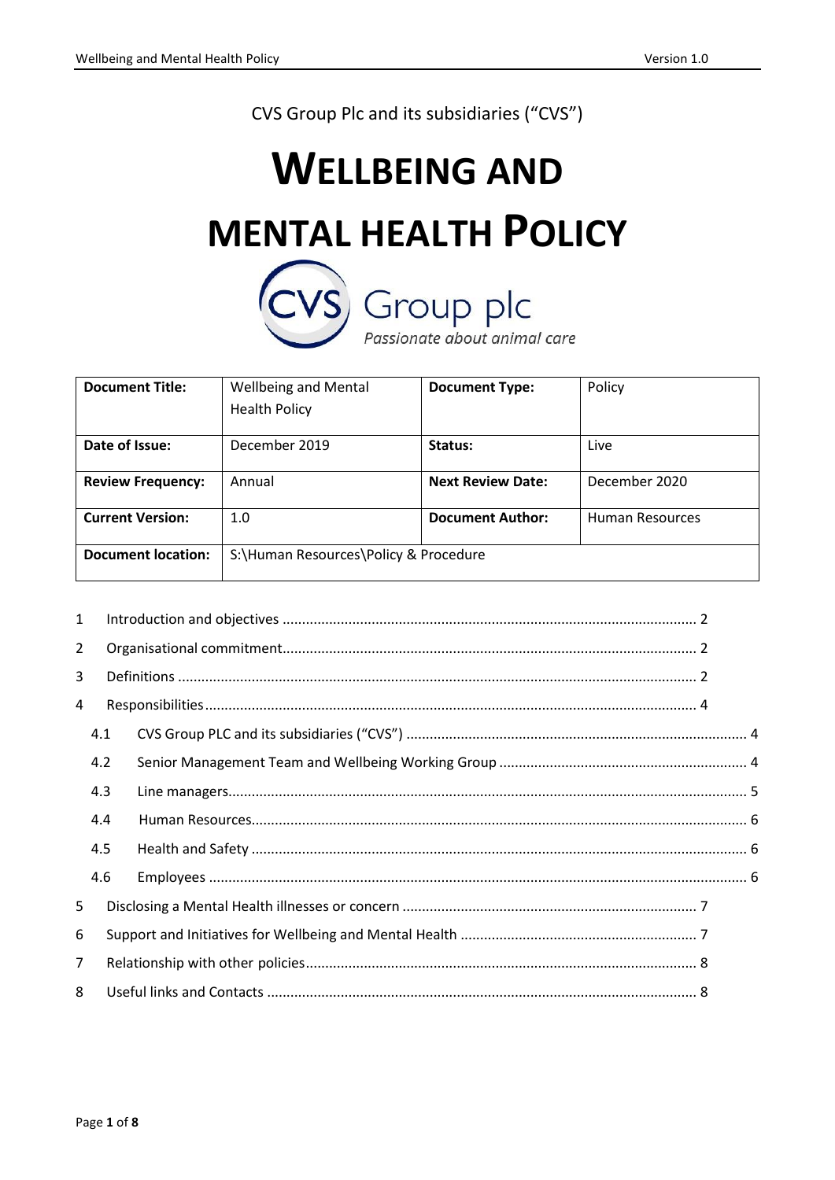CVS Group Plc and its subsidiaries ("CVS")

# WELLBEING AND MENTAL HEALTH POLICY

CVS Group plc
*Passionate about animal care*

| **Document Title:** | Wellbeing and Mental Health Policy | **Document Type:** | Policy |
|---|---|---|---|
| **Date of Issue:** | December 2019 | **Status:** | Live |
| **Review Frequency:** | Annual | **Next Review Date:** | December 2020 |
| **Current Version:** | 1.0 | **Document Author:** | Human Resources |
| **Document location:** | S:\Human Resources\Policy & Procedure | | |

1 Introduction and objectives ..... 2
2 Organisational commitment ..... 2
3 Definitions ..... 2
4 Responsibilities ..... 4
  4.1 CVS Group PLC and its subsidiaries ("CVS") ..... 4
  4.2 Senior Management Team and Wellbeing Working Group ..... 4
  4.3 Line managers ..... 5
  4.4 Human Resources ..... 6
  4.5 Health and Safety ..... 6
  4.6 Employees ..... 6
5 Disclosing a Mental Health illnesses or concern ..... 7
6 Support and Initiatives for Wellbeing and Mental Health ..... 7
7 Relationship with other policies ..... 8
8 Useful links and Contacts ..... 8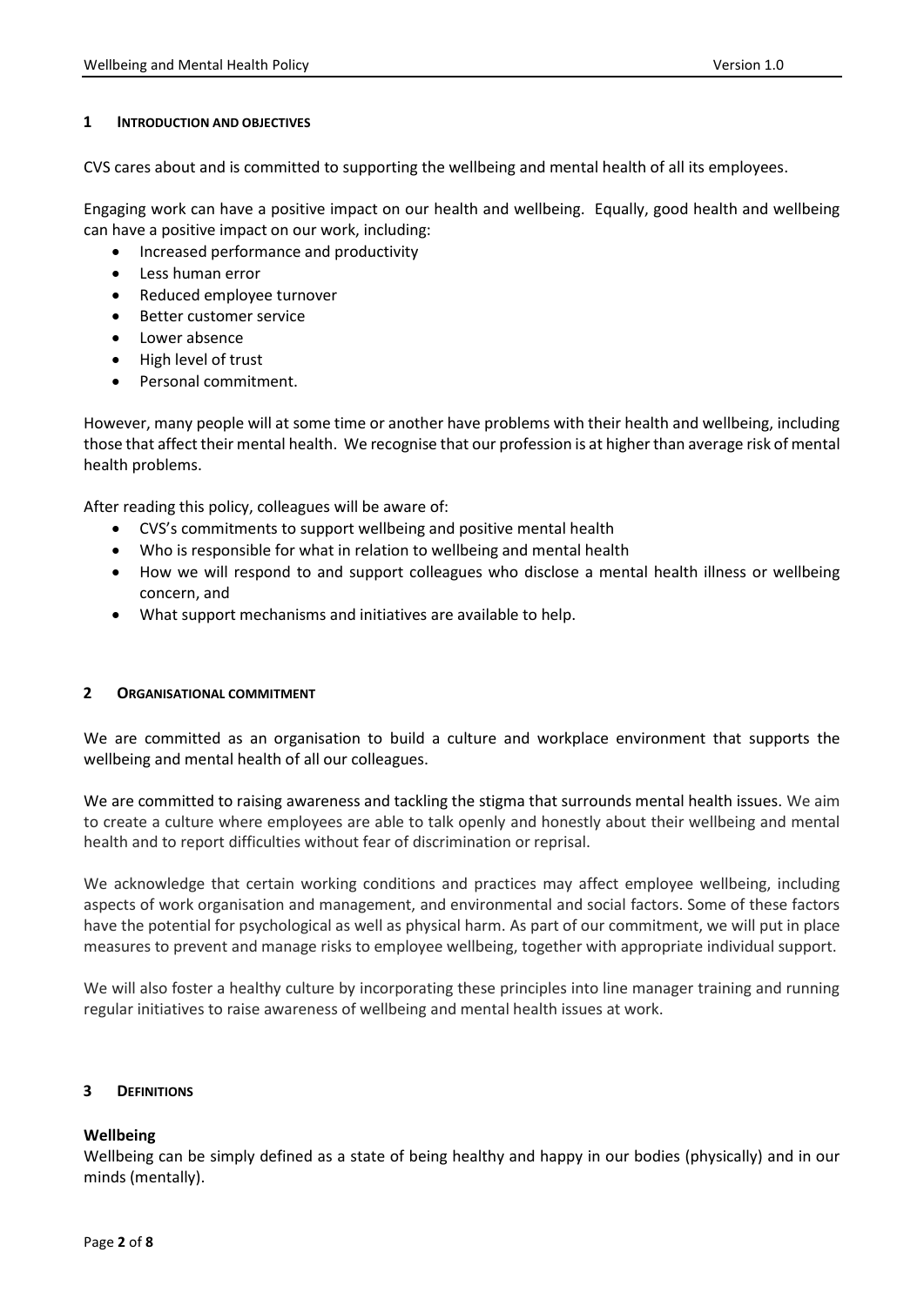## 1 INTRODUCTION AND OBJECTIVES

CVS cares about and is committed to supporting the wellbeing and mental health of all its employees.

Engaging work can have a positive impact on our health and wellbeing. Equally, good health and wellbeing can have a positive impact on our work, including:

- Increased performance and productivity
- Less human error
- Reduced employee turnover
- Better customer service
- Lower absence
- High level of trust
- Personal commitment.

However, many people will at some time or another have problems with their health and wellbeing, including those that affect their mental health. We recognise that our profession is at higher than average risk of mental health problems.

After reading this policy, colleagues will be aware of:

- CVS's commitments to support wellbeing and positive mental health
- Who is responsible for what in relation to wellbeing and mental health
- How we will respond to and support colleagues who disclose a mental health illness or wellbeing concern, and
- What support mechanisms and initiatives are available to help.

## 2 ORGANISATIONAL COMMITMENT

We are committed as an organisation to build a culture and workplace environment that supports the wellbeing and mental health of all our colleagues.

We are committed to raising awareness and tackling the stigma that surrounds mental health issues. We aim to create a culture where employees are able to talk openly and honestly about their wellbeing and mental health and to report difficulties without fear of discrimination or reprisal.

We acknowledge that certain working conditions and practices may affect employee wellbeing, including aspects of work organisation and management, and environmental and social factors. Some of these factors have the potential for psychological as well as physical harm. As part of our commitment, we will put in place measures to prevent and manage risks to employee wellbeing, together with appropriate individual support.

We will also foster a healthy culture by incorporating these principles into line manager training and running regular initiatives to raise awareness of wellbeing and mental health issues at work.

## 3 DEFINITIONS

**Wellbeing**

Wellbeing can be simply defined as a state of being healthy and happy in our bodies (physically) and in our minds (mentally).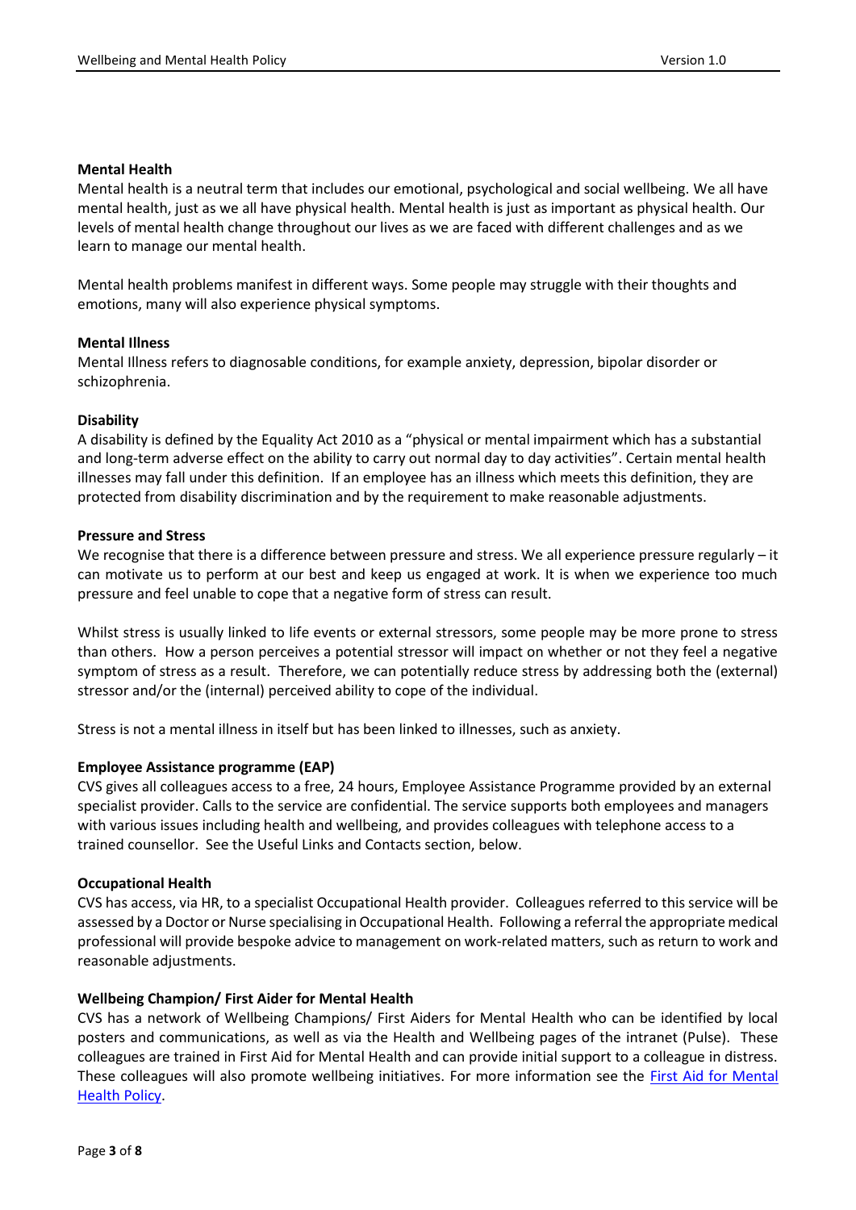**Mental Health**

Mental health is a neutral term that includes our emotional, psychological and social wellbeing. We all have mental health, just as we all have physical health. Mental health is just as important as physical health. Our levels of mental health change throughout our lives as we are faced with different challenges and as we learn to manage our mental health.

Mental health problems manifest in different ways. Some people may struggle with their thoughts and emotions, many will also experience physical symptoms.

**Mental Illness**

Mental Illness refers to diagnosable conditions, for example anxiety, depression, bipolar disorder or schizophrenia.

**Disability**

A disability is defined by the Equality Act 2010 as a "physical or mental impairment which has a substantial and long-term adverse effect on the ability to carry out normal day to day activities". Certain mental health illnesses may fall under this definition. If an employee has an illness which meets this definition, they are protected from disability discrimination and by the requirement to make reasonable adjustments.

**Pressure and Stress**

We recognise that there is a difference between pressure and stress. We all experience pressure regularly – it can motivate us to perform at our best and keep us engaged at work. It is when we experience too much pressure and feel unable to cope that a negative form of stress can result.

Whilst stress is usually linked to life events or external stressors, some people may be more prone to stress than others. How a person perceives a potential stressor will impact on whether or not they feel a negative symptom of stress as a result. Therefore, we can potentially reduce stress by addressing both the (external) stressor and/or the (internal) perceived ability to cope of the individual.

Stress is not a mental illness in itself but has been linked to illnesses, such as anxiety.

**Employee Assistance programme (EAP)**

CVS gives all colleagues access to a free, 24 hours, Employee Assistance Programme provided by an external specialist provider. Calls to the service are confidential. The service supports both employees and managers with various issues including health and wellbeing, and provides colleagues with telephone access to a trained counsellor. See the Useful Links and Contacts section, below.

**Occupational Health**

CVS has access, via HR, to a specialist Occupational Health provider. Colleagues referred to this service will be assessed by a Doctor or Nurse specialising in Occupational Health. Following a referral the appropriate medical professional will provide bespoke advice to management on work-related matters, such as return to work and reasonable adjustments.

**Wellbeing Champion/ First Aider for Mental Health**

CVS has a network of Wellbeing Champions/ First Aiders for Mental Health who can be identified by local posters and communications, as well as via the Health and Wellbeing pages of the intranet (Pulse). These colleagues are trained in First Aid for Mental Health and can provide initial support to a colleague in distress. These colleagues will also promote wellbeing initiatives. For more information see the First Aid for Mental Health Policy.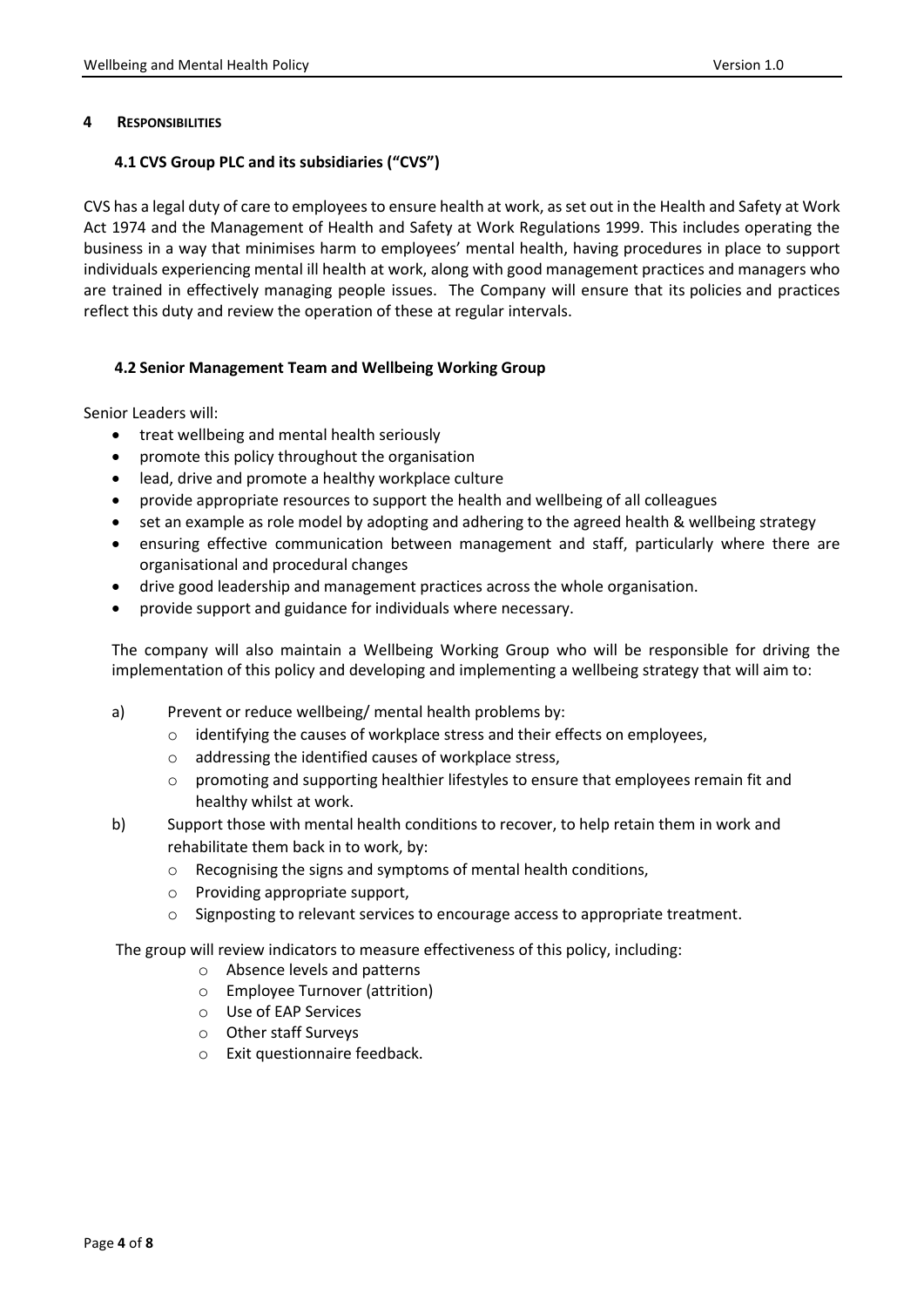## 4 RESPONSIBILITIES

### 4.1 CVS Group PLC and its subsidiaries ("CVS")

CVS has a legal duty of care to employees to ensure health at work, as set out in the Health and Safety at Work Act 1974 and the Management of Health and Safety at Work Regulations 1999. This includes operating the business in a way that minimises harm to employees' mental health, having procedures in place to support individuals experiencing mental ill health at work, along with good management practices and managers who are trained in effectively managing people issues. The Company will ensure that its policies and practices reflect this duty and review the operation of these at regular intervals.

### 4.2 Senior Management Team and Wellbeing Working Group

Senior Leaders will:

- treat wellbeing and mental health seriously
- promote this policy throughout the organisation
- lead, drive and promote a healthy workplace culture
- provide appropriate resources to support the health and wellbeing of all colleagues
- set an example as role model by adopting and adhering to the agreed health & wellbeing strategy
- ensuring effective communication between management and staff, particularly where there are organisational and procedural changes
- drive good leadership and management practices across the whole organisation.
- provide support and guidance for individuals where necessary.

The company will also maintain a Wellbeing Working Group who will be responsible for driving the implementation of this policy and developing and implementing a wellbeing strategy that will aim to:

a) Prevent or reduce wellbeing/ mental health problems by:
   - identifying the causes of workplace stress and their effects on employees,
   - addressing the identified causes of workplace stress,
   - promoting and supporting healthier lifestyles to ensure that employees remain fit and healthy whilst at work.

b) Support those with mental health conditions to recover, to help retain them in work and rehabilitate them back in to work, by:
   - Recognising the signs and symptoms of mental health conditions,
   - Providing appropriate support,
   - Signposting to relevant services to encourage access to appropriate treatment.

The group will review indicators to measure effectiveness of this policy, including:

- Absence levels and patterns
- Employee Turnover (attrition)
- Use of EAP Services
- Other staff Surveys
- Exit questionnaire feedback.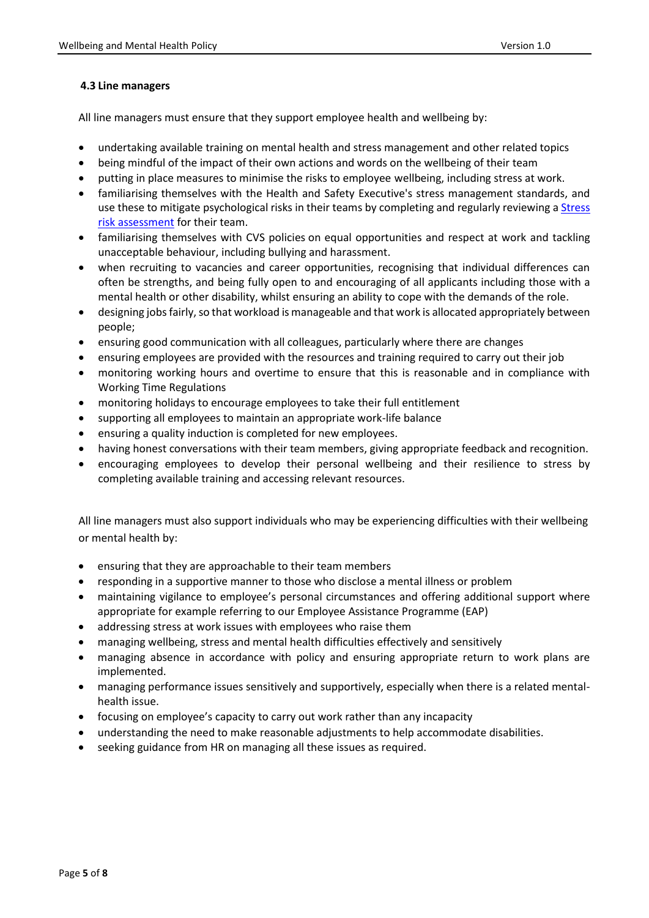### 4.3 Line managers

All line managers must ensure that they support employee health and wellbeing by:

- undertaking available training on mental health and stress management and other related topics
- being mindful of the impact of their own actions and words on the wellbeing of their team
- putting in place measures to minimise the risks to employee wellbeing, including stress at work.
- familiarising themselves with the Health and Safety Executive's stress management standards, and use these to mitigate psychological risks in their teams by completing and regularly reviewing a Stress risk assessment for their team.
- familiarising themselves with CVS policies on equal opportunities and respect at work and tackling unacceptable behaviour, including bullying and harassment.
- when recruiting to vacancies and career opportunities, recognising that individual differences can often be strengths, and being fully open to and encouraging of all applicants including those with a mental health or other disability, whilst ensuring an ability to cope with the demands of the role.
- designing jobs fairly, so that workload is manageable and that work is allocated appropriately between people;
- ensuring good communication with all colleagues, particularly where there are changes
- ensuring employees are provided with the resources and training required to carry out their job
- monitoring working hours and overtime to ensure that this is reasonable and in compliance with Working Time Regulations
- monitoring holidays to encourage employees to take their full entitlement
- supporting all employees to maintain an appropriate work-life balance
- ensuring a quality induction is completed for new employees.
- having honest conversations with their team members, giving appropriate feedback and recognition.
- encouraging employees to develop their personal wellbeing and their resilience to stress by completing available training and accessing relevant resources.

All line managers must also support individuals who may be experiencing difficulties with their wellbeing or mental health by:

- ensuring that they are approachable to their team members
- responding in a supportive manner to those who disclose a mental illness or problem
- maintaining vigilance to employee's personal circumstances and offering additional support where appropriate for example referring to our Employee Assistance Programme (EAP)
- addressing stress at work issues with employees who raise them
- managing wellbeing, stress and mental health difficulties effectively and sensitively
- managing absence in accordance with policy and ensuring appropriate return to work plans are implemented.
- managing performance issues sensitively and supportively, especially when there is a related mental-health issue.
- focusing on employee's capacity to carry out work rather than any incapacity
- understanding the need to make reasonable adjustments to help accommodate disabilities.
- seeking guidance from HR on managing all these issues as required.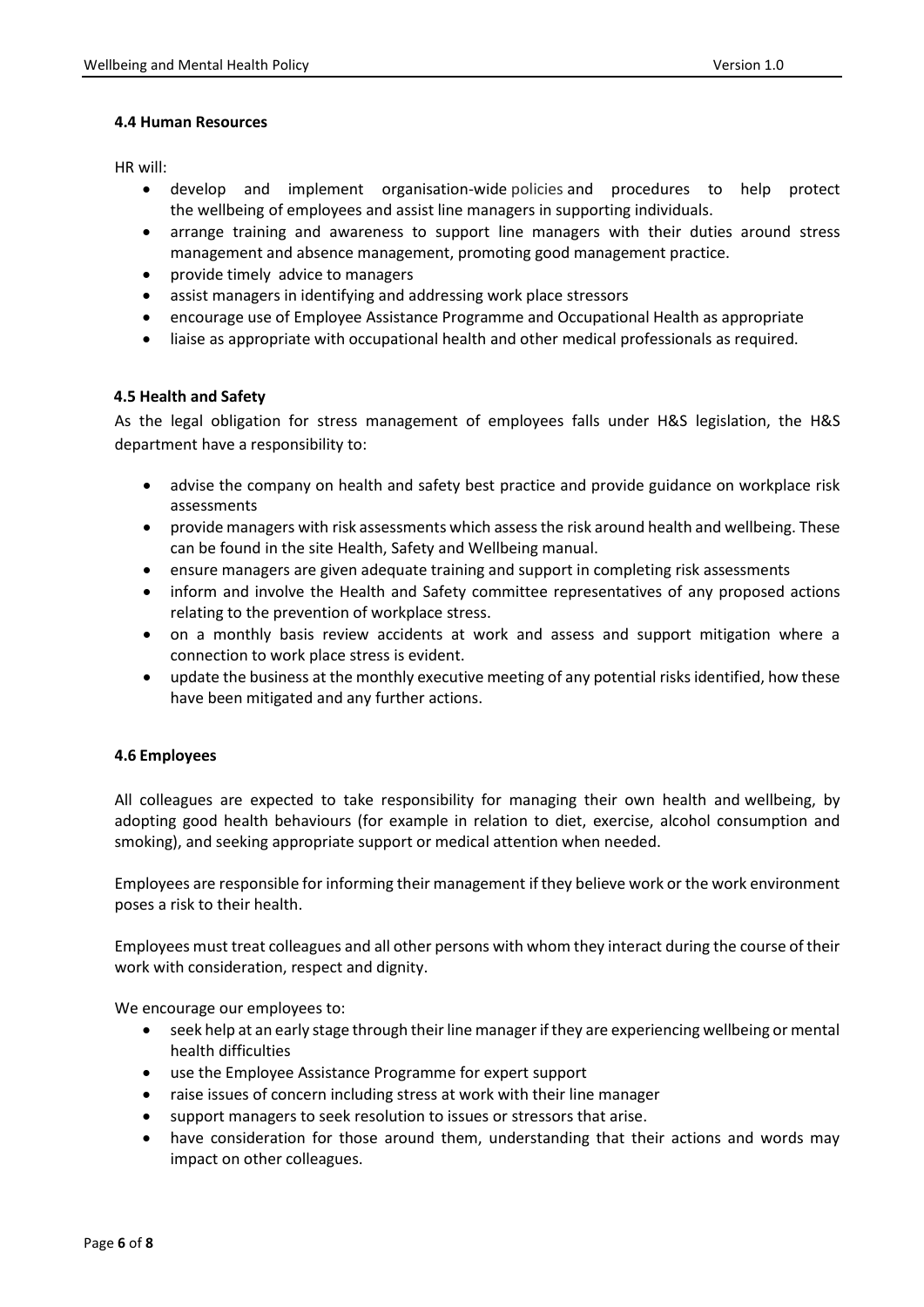#### 4.4 Human Resources

HR will:

- develop and implement organisation-wide policies and procedures to help protect the wellbeing of employees and assist line managers in supporting individuals.
- arrange training and awareness to support line managers with their duties around stress management and absence management, promoting good management practice.
- provide timely advice to managers
- assist managers in identifying and addressing work place stressors
- encourage use of Employee Assistance Programme and Occupational Health as appropriate
- liaise as appropriate with occupational health and other medical professionals as required.

#### 4.5 Health and Safety

As the legal obligation for stress management of employees falls under H&S legislation, the H&S department have a responsibility to:

- advise the company on health and safety best practice and provide guidance on workplace risk assessments
- provide managers with risk assessments which assess the risk around health and wellbeing. These can be found in the site Health, Safety and Wellbeing manual.
- ensure managers are given adequate training and support in completing risk assessments
- inform and involve the Health and Safety committee representatives of any proposed actions relating to the prevention of workplace stress.
- on a monthly basis review accidents at work and assess and support mitigation where a connection to work place stress is evident.
- update the business at the monthly executive meeting of any potential risks identified, how these have been mitigated and any further actions.

#### 4.6 Employees

All colleagues are expected to take responsibility for managing their own health and wellbeing, by adopting good health behaviours (for example in relation to diet, exercise, alcohol consumption and smoking), and seeking appropriate support or medical attention when needed.

Employees are responsible for informing their management if they believe work or the work environment poses a risk to their health.

Employees must treat colleagues and all other persons with whom they interact during the course of their work with consideration, respect and dignity.

We encourage our employees to:

- seek help at an early stage through their line manager if they are experiencing wellbeing or mental health difficulties
- use the Employee Assistance Programme for expert support
- raise issues of concern including stress at work with their line manager
- support managers to seek resolution to issues or stressors that arise.
- have consideration for those around them, understanding that their actions and words may impact on other colleagues.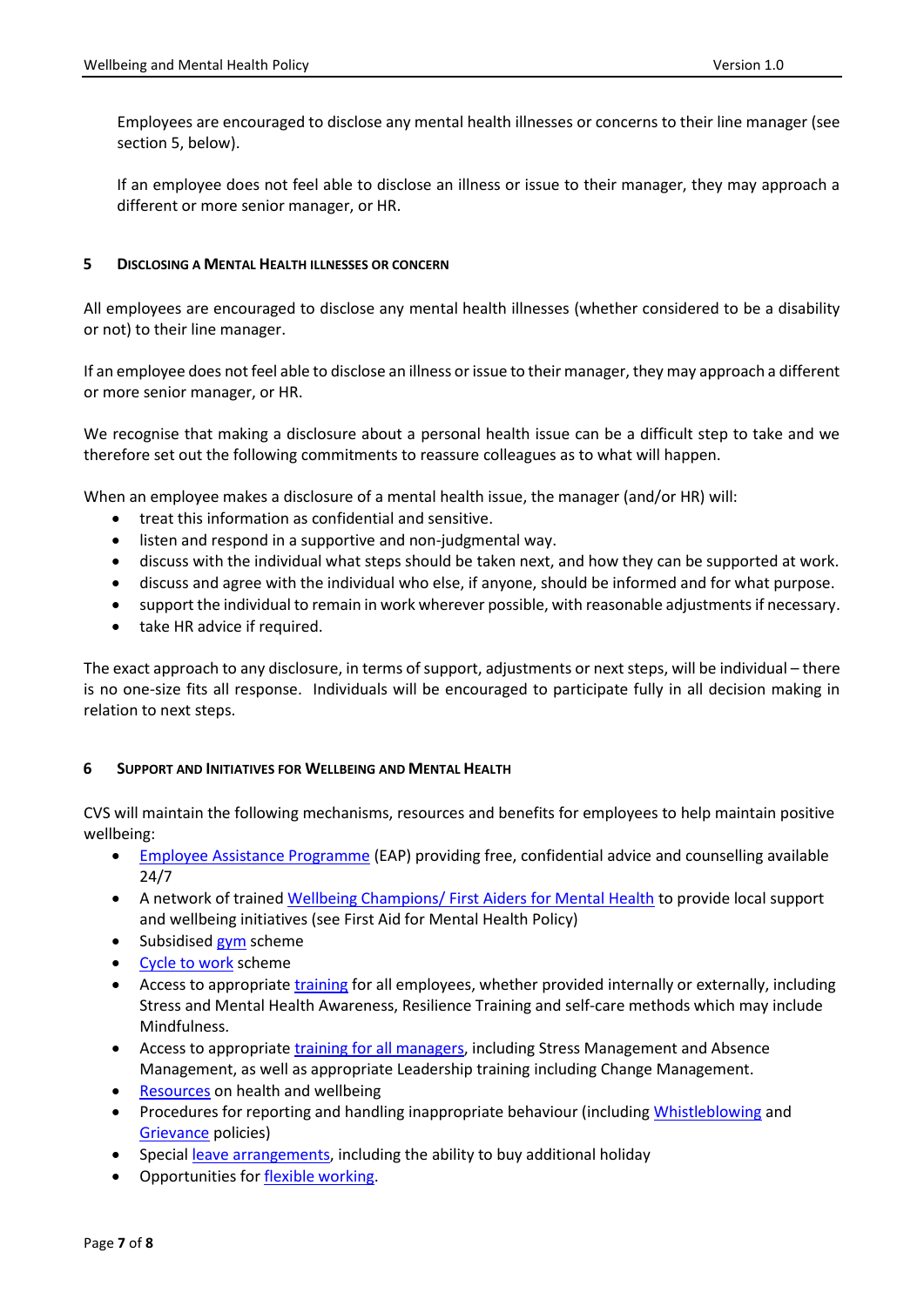Employees are encouraged to disclose any mental health illnesses or concerns to their line manager (see section 5, below).

If an employee does not feel able to disclose an illness or issue to their manager, they may approach a different or more senior manager, or HR.

## 5 Disclosing a Mental Health illnesses or concern

All employees are encouraged to disclose any mental health illnesses (whether considered to be a disability or not) to their line manager.

If an employee does not feel able to disclose an illness or issue to their manager, they may approach a different or more senior manager, or HR.

We recognise that making a disclosure about a personal health issue can be a difficult step to take and we therefore set out the following commitments to reassure colleagues as to what will happen.

When an employee makes a disclosure of a mental health issue, the manager (and/or HR) will:

- treat this information as confidential and sensitive.
- listen and respond in a supportive and non-judgmental way.
- discuss with the individual what steps should be taken next, and how they can be supported at work.
- discuss and agree with the individual who else, if anyone, should be informed and for what purpose.
- support the individual to remain in work wherever possible, with reasonable adjustments if necessary.
- take HR advice if required.

The exact approach to any disclosure, in terms of support, adjustments or next steps, will be individual – there is no one-size fits all response. Individuals will be encouraged to participate fully in all decision making in relation to next steps.

## 6 Support and Initiatives for Wellbeing and Mental Health

CVS will maintain the following mechanisms, resources and benefits for employees to help maintain positive wellbeing:

- Employee Assistance Programme (EAP) providing free, confidential advice and counselling available 24/7
- A network of trained Wellbeing Champions/ First Aiders for Mental Health to provide local support and wellbeing initiatives (see First Aid for Mental Health Policy)
- Subsidised gym scheme
- Cycle to work scheme
- Access to appropriate training for all employees, whether provided internally or externally, including Stress and Mental Health Awareness, Resilience Training and self-care methods which may include Mindfulness.
- Access to appropriate training for all managers, including Stress Management and Absence Management, as well as appropriate Leadership training including Change Management.
- Resources on health and wellbeing
- Procedures for reporting and handling inappropriate behaviour (including Whistleblowing and Grievance policies)
- Special leave arrangements, including the ability to buy additional holiday
- Opportunities for flexible working.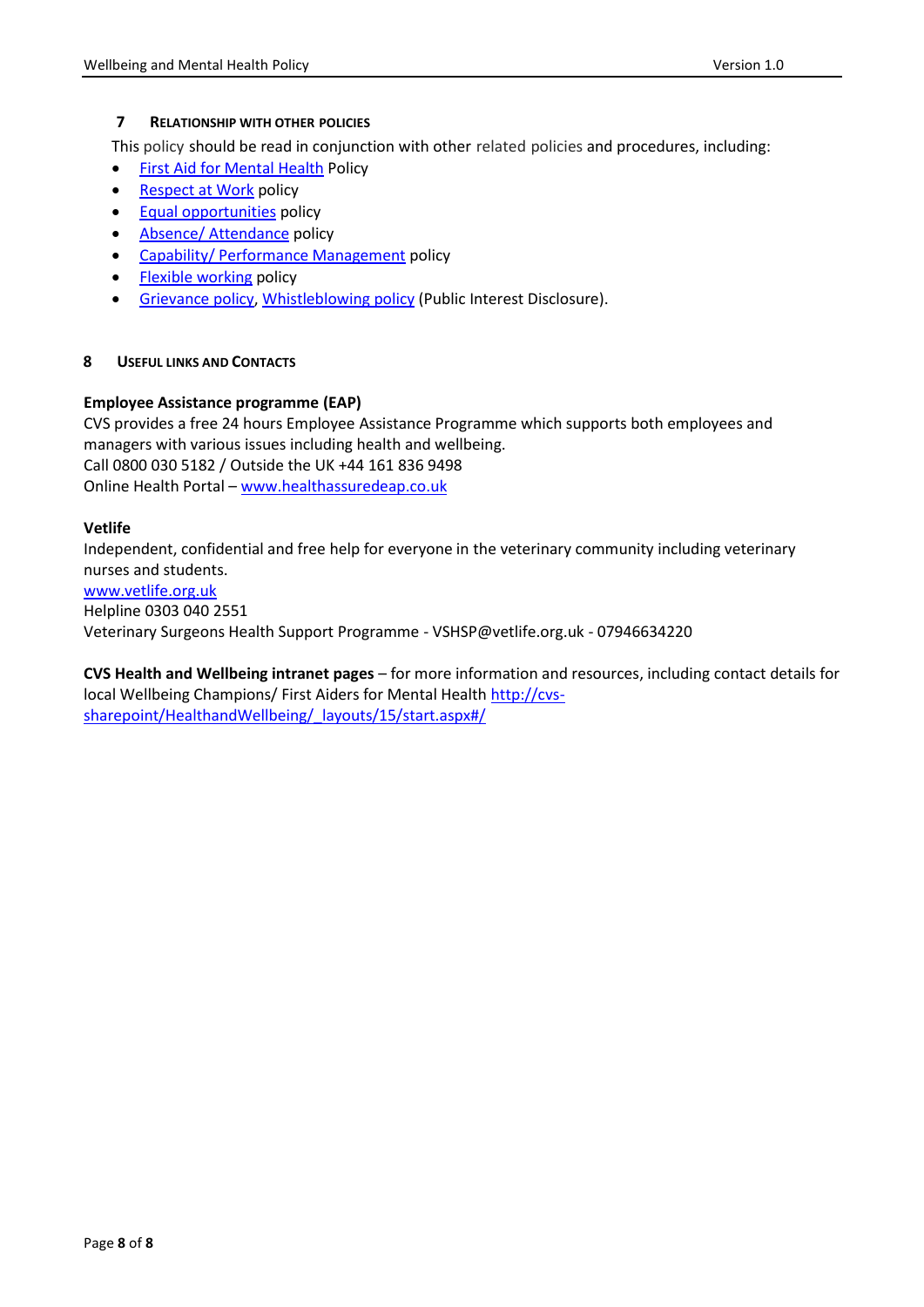## 7 Relationship with other policies

This policy should be read in conjunction with other related policies and procedures, including:

- First Aid for Mental Health Policy
- Respect at Work policy
- Equal opportunities policy
- Absence/ Attendance policy
- Capability/ Performance Management policy
- Flexible working policy
- Grievance policy, Whistleblowing policy (Public Interest Disclosure).

## 8 Useful links and Contacts

**Employee Assistance programme (EAP)**

CVS provides a free 24 hours Employee Assistance Programme which supports both employees and managers with various issues including health and wellbeing.

Call 0800 030 5182 / Outside the UK +44 161 836 9498

Online Health Portal – www.healthassuredeap.co.uk

**Vetlife**

Independent, confidential and free help for everyone in the veterinary community including veterinary nurses and students.

www.vetlife.org.uk

Helpline 0303 040 2551

Veterinary Surgeons Health Support Programme - VSHSP@vetlife.org.uk - 07946634220

**CVS Health and Wellbeing intranet pages** – for more information and resources, including contact details for local Wellbeing Champions/ First Aiders for Mental Health http://cvs-sharepoint/HealthandWellbeing/_layouts/15/start.aspx#/